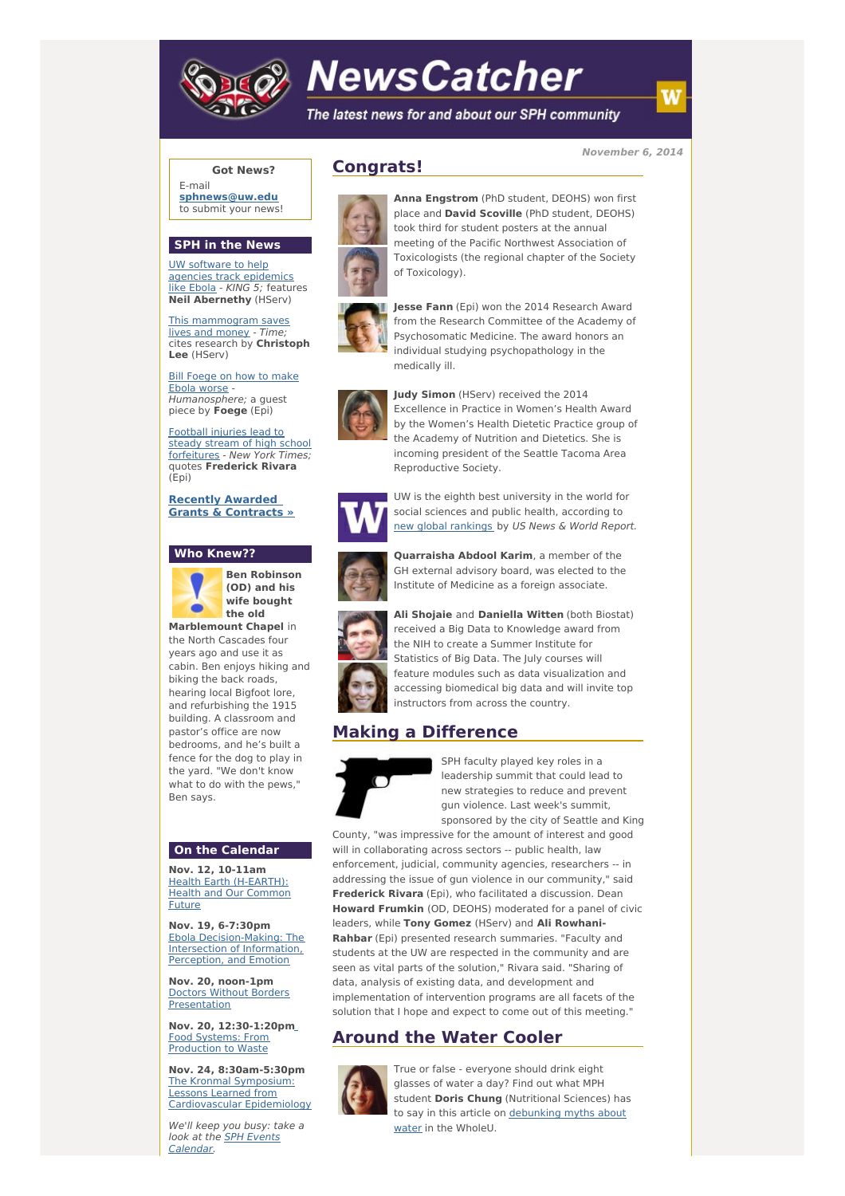# NewsCatcher

*The latest news for and about our SPH community*

*November 6, 2014*

## Congrats!

**Anna Engstrom** (PhD student, DEOHS) won first place and **David Scoville** (PhD student, DEOHS) took third for student posters at the annual meeting of the Pacific Northwest Association of Toxicologists (the regional chapter of the Society of Toxicology).

**Jesse Fann** (Epi) won the 2014 Research Award from the Research Committee of the Academy of Psychosomatic Medicine. The award honors an individual studying psychopathology in the medically ill.

**Judy Simon** (HServ) received the 2014 Excellence in Practice in Women's Health Award by the Women's Health Dietetic Practice group of the Academy of Nutrition and Dietetics. She is incoming president of the Seattle Tacoma Area Reproductive Society.

UW is the eighth best university in the world for social sciences and public health, according to new global rankings by *US News & World Report*.

**Quarraisha Abdool Karim**, a member of the GH external advisory board, was elected to the Institute of Medicine as a foreign associate.

**Ali Shojaie** and **Daniella Witten** (both Biostat) received a Big Data to Knowledge award from the NIH to create a Summer Institute for Statistics of Big Data. The July courses will feature modules such as data visualization and accessing biomedical big data and will invite top instructors from across the country.

## Making a Difference

SPH faculty played key roles in a leadership summit that could lead to new strategies to reduce and prevent gun violence. Last week's summit, sponsored by the city of Seattle and King County, "was impressive for the amount of interest and good will in collaborating across sectors -- public health, law enforcement, judicial, community agencies, researchers -- in addressing the issue of gun violence in our community," said **Frederick Rivara** (Epi), who facilitated a discussion. Dean **Howard Frumkin** (OD, DEOHS) moderated for a panel of civic leaders, while **Tony Gomez** (HServ) and **Ali Rowhani-Rahbar** (Epi) presented research summaries. "Faculty and students at the UW are respected in the community and are seen as vital parts of the solution," Rivara said. "Sharing of data, analysis of existing data, and development and implementation of intervention programs are all facets of the solution that I hope and expect to come out of this meeting."

## Around the Water Cooler

True or false - everyone should drink eight glasses of water a day? Find out what MPH student **Doris Chung** (Nutritional Sciences) has to say in this article on debunking myths about water in the WholeU.

---

### Got News?

E-mail **sphnews@uw.edu** to submit your news!

### SPH in the News

UW software to help agencies track epidemics like Ebola - *KING 5;* features **Neil Abernethy** (HServ)

This mammogram saves lives and money - *Time;* cites research by **Christoph Lee** (HServ)

Bill Foege on how to make Ebola worse - *Humanosphere;* a guest piece by **Foege** (Epi)

Football injuries lead to steady stream of high school forfeitures - *New York Times;* quotes **Frederick Rivara** (Epi)

**Recently Awarded Grants & Contracts »**

### Who Knew??

**Ben Robinson (OD) and his wife bought the old Marblemount Chapel** in the North Cascades four years ago and use it as cabin. Ben enjoys hiking and biking the back roads, hearing local Bigfoot lore, and refurbishing the 1915 building. A classroom and pastor's office are now bedrooms, and he's built a fence for the dog to play in the yard. "We don't know what to do with the pews," Ben says.

### On the Calendar

**Nov. 12, 10-11am**
Health Earth (H-EARTH): Health and Our Common Future

**Nov. 19, 6-7:30pm**
Ebola Decision-Making: The Intersection of Information, Perception, and Emotion

**Nov. 20, noon-1pm**
Doctors Without Borders Presentation

**Nov. 20, 12:30-1:20pm**
Food Systems: From Production to Waste

**Nov. 24, 8:30am-5:30pm**
The Kronmal Symposium: Lessons Learned from Cardiovascular Epidemiology

*We'll keep you busy: take a look at the SPH Events Calendar.*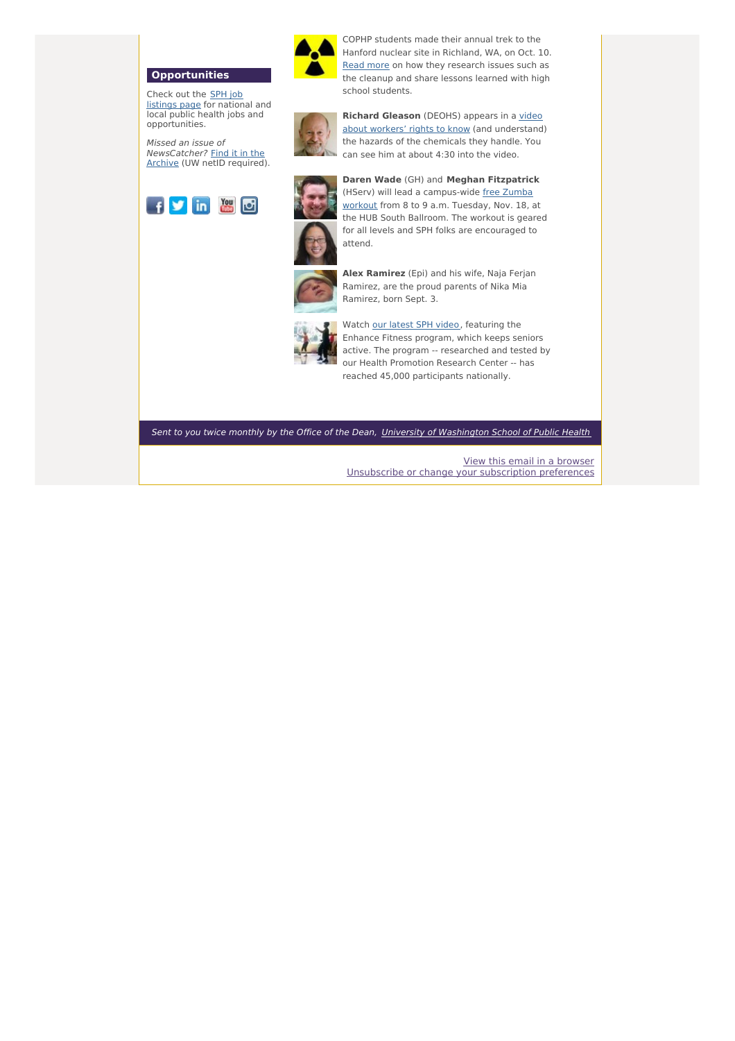## Opportunities

Check out the SPH job listings page for national and local public health jobs and opportunities.

*Missed an issue of NewsCatcher?* Find it in the Archive (UW netID required).

COPHP students made their annual trek to the Hanford nuclear site in Richland, WA, on Oct. 10. Read more on how they research issues such as the cleanup and share lessons learned with high school students.

**Richard Gleason** (DEOHS) appears in a video about workers' rights to know (and understand) the hazards of the chemicals they handle. You can see him at about 4:30 into the video.

**Daren Wade** (GH) and **Meghan Fitzpatrick** (HServ) will lead a campus-wide free Zumba workout from 8 to 9 a.m. Tuesday, Nov. 18, at the HUB South Ballroom. The workout is geared for all levels and SPH folks are encouraged to attend.

**Alex Ramirez** (Epi) and his wife, Naja Ferjan Ramirez, are the proud parents of Nika Mia Ramirez, born Sept. 3.

Watch our latest SPH video, featuring the Enhance Fitness program, which keeps seniors active. The program -- researched and tested by our Health Promotion Research Center -- has reached 45,000 participants nationally.

*Sent to you twice monthly by the Office of the Dean, University of Washington School of Public Health*

View this email in a browser
Unsubscribe or change your subscription preferences